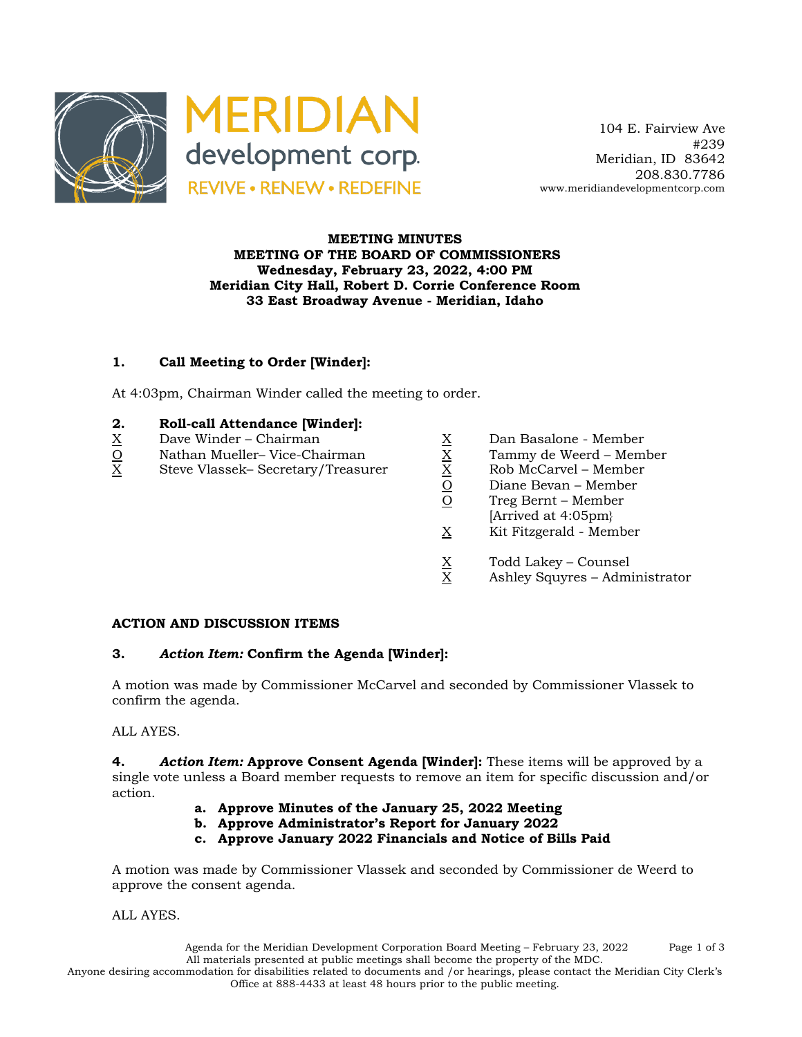MERIDIAN development corp.
REVIVE • RENEW • REDEFINE

104 E. Fairview Ave
#239
Meridian, ID 83642
208.830.7786
www.meridiandevelopmentcorp.com

**MEETING MINUTES**
**MEETING OF THE BOARD OF COMMISSIONERS**
**Wednesday, February 23, 2022, 4:00 PM**
**Meridian City Hall, Robert D. Corrie Conference Room**
**33 East Broadway Avenue - Meridian, Idaho**

**1. Call Meeting to Order [Winder]:**

At 4:03pm, Chairman Winder called the meeting to order.

**2. Roll-call Attendance [Winder]:**

X Dave Winder – Chairman
O Nathan Mueller– Vice-Chairman
X Steve Vlassek– Secretary/Treasurer
X Dan Basalone - Member
X Tammy de Weerd – Member
X Rob McCarvel – Member
O Diane Bevan – Member
O Treg Bernt – Member [Arrived at 4:05pm}
X Kit Fitzgerald - Member

X Todd Lakey – Counsel
X Ashley Squyres – Administrator

**ACTION AND DISCUSSION ITEMS**

**3. *Action Item:* Confirm the Agenda [Winder]:**

A motion was made by Commissioner McCarvel and seconded by Commissioner Vlassek to confirm the agenda.

ALL AYES.

**4. *Action Item:* Approve Consent Agenda [Winder]:** These items will be approved by a single vote unless a Board member requests to remove an item for specific discussion and/or action.

a. **Approve Minutes of the January 25, 2022 Meeting**
b. **Approve Administrator's Report for January 2022**
c. **Approve January 2022 Financials and Notice of Bills Paid**

A motion was made by Commissioner Vlassek and seconded by Commissioner de Weerd to approve the consent agenda.

ALL AYES.

All materials presented at public meetings shall become the property of the MDC.
Anyone desiring accommodation for disabilities related to documents and /or hearings, please contact the Meridian City Clerk's Office at 888-4433 at least 48 hours prior to the public meeting.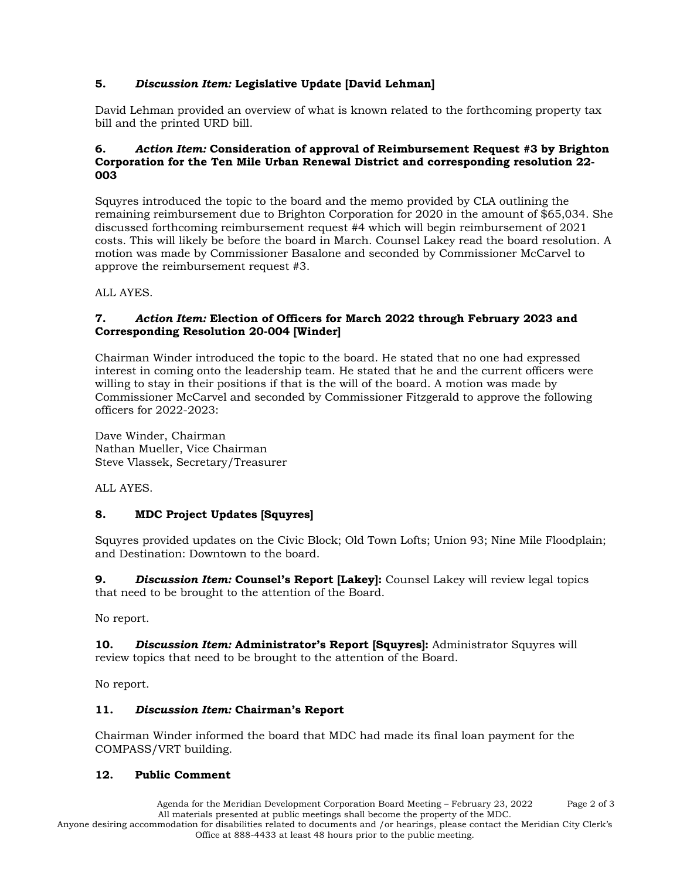**5.** ***Discussion Item:* Legislative Update [David Lehman]**

David Lehman provided an overview of what is known related to the forthcoming property tax bill and the printed URD bill.

**6.** ***Action Item:* Consideration of approval of Reimbursement Request #3 by Brighton Corporation for the Ten Mile Urban Renewal District and corresponding resolution 22-003**

Squyres introduced the topic to the board and the memo provided by CLA outlining the remaining reimbursement due to Brighton Corporation for 2020 in the amount of $65,034. She discussed forthcoming reimbursement request #4 which will begin reimbursement of 2021 costs. This will likely be before the board in March. Counsel Lakey read the board resolution. A motion was made by Commissioner Basalone and seconded by Commissioner McCarvel to approve the reimbursement request #3.

ALL AYES.

**7.** ***Action Item:* Election of Officers for March 2022 through February 2023 and Corresponding Resolution 20-004 [Winder]**

Chairman Winder introduced the topic to the board. He stated that no one had expressed interest in coming onto the leadership team. He stated that he and the current officers were willing to stay in their positions if that is the will of the board. A motion was made by Commissioner McCarvel and seconded by Commissioner Fitzgerald to approve the following officers for 2022-2023:

Dave Winder, Chairman
Nathan Mueller, Vice Chairman
Steve Vlassek, Secretary/Treasurer

ALL AYES.

**8.** **MDC Project Updates [Squyres]**

Squyres provided updates on the Civic Block; Old Town Lofts; Union 93; Nine Mile Floodplain; and Destination: Downtown to the board.

**9.** ***Discussion Item:* Counsel's Report [Lakey]:** Counsel Lakey will review legal topics that need to be brought to the attention of the Board.

No report.

**10.** ***Discussion Item:* Administrator's Report [Squyres]:** Administrator Squyres will review topics that need to be brought to the attention of the Board.

No report.

**11.** ***Discussion Item:* Chairman's Report**

Chairman Winder informed the board that MDC had made its final loan payment for the COMPASS/VRT building.

**12.** **Public Comment**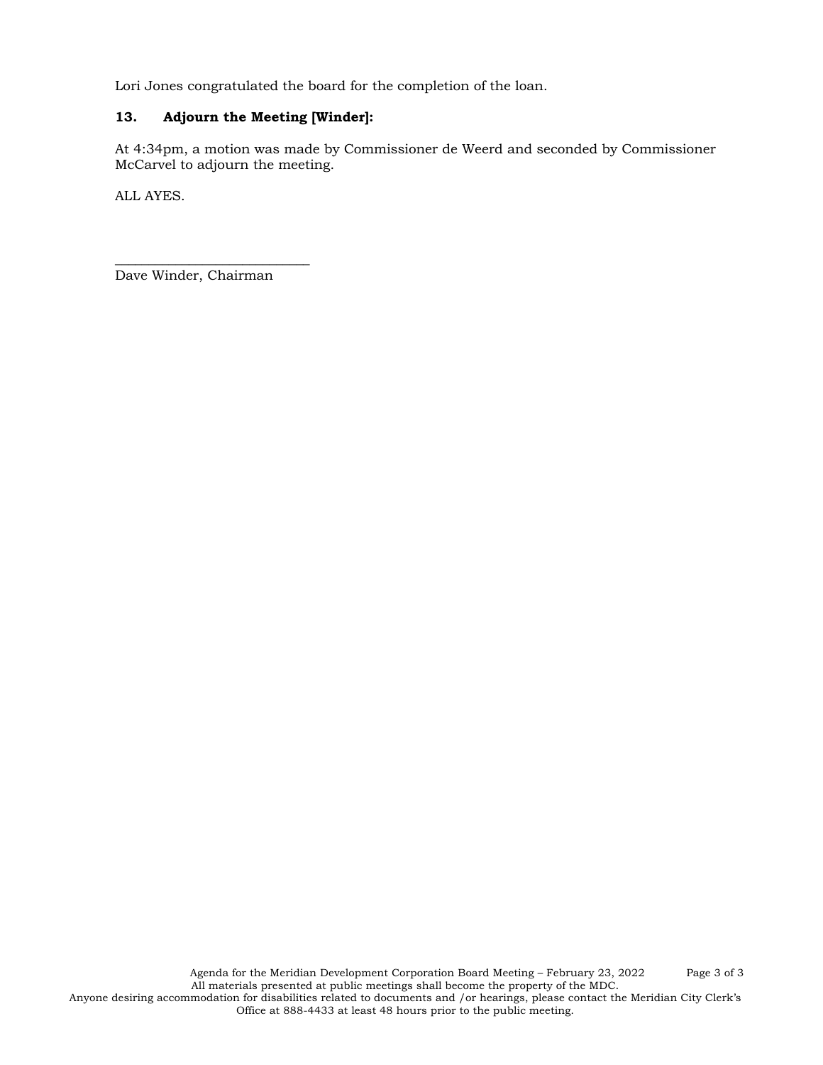Lori Jones congratulated the board for the completion of the loan.

**13. Adjourn the Meeting [Winder]:**

At 4:34pm, a motion was made by Commissioner de Weerd and seconded by Commissioner McCarvel to adjourn the meeting.

ALL AYES.

\_\_\_\_\_\_\_\_\_\_\_\_\_\_\_\_\_\_\_\_\_\_\_\_\_\_\_\_

Dave Winder, Chairman